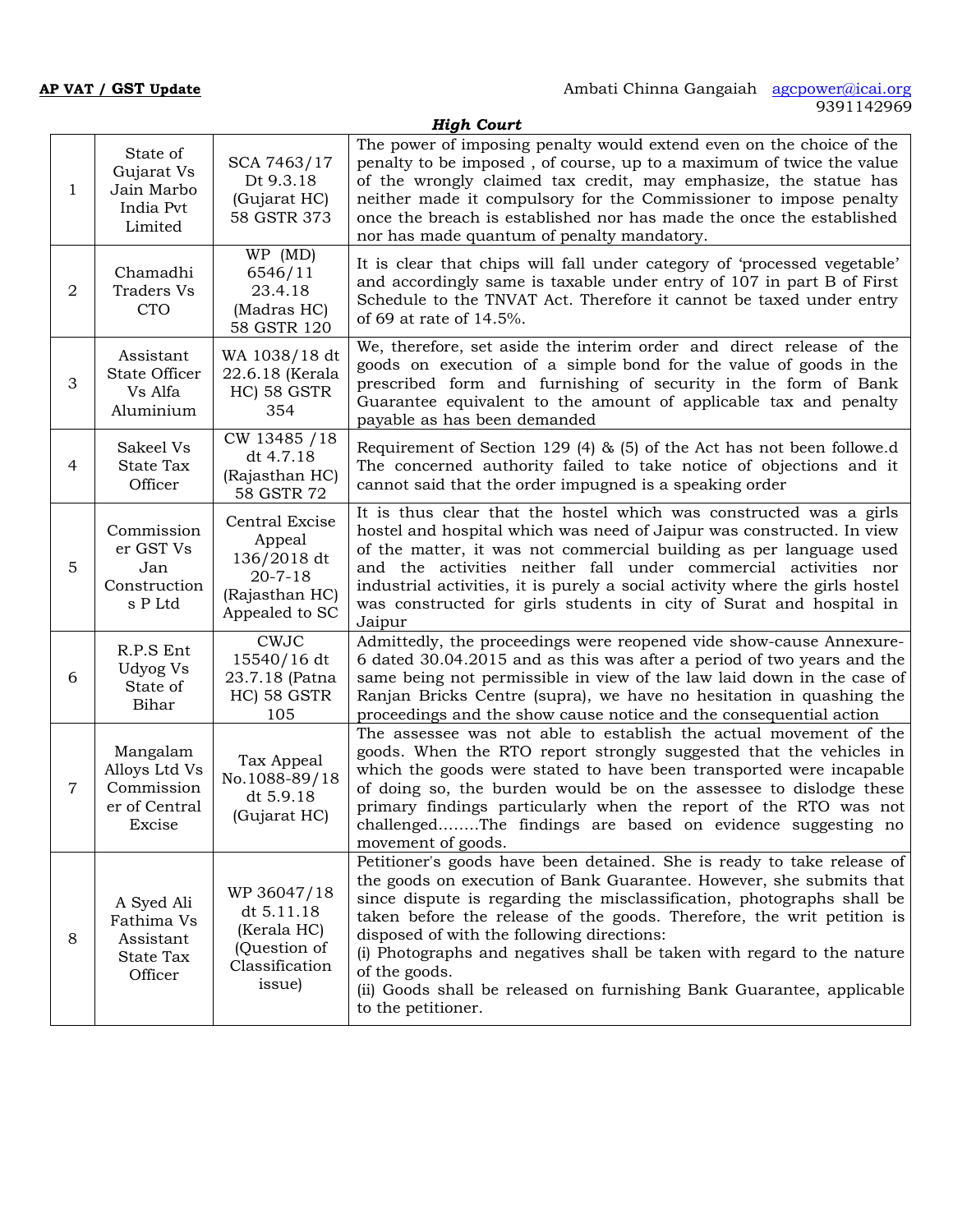**AP VAT / GST Update** Ambati Chinna Gangaiah agcpower@icai.org 9391142969

***High Court***

| | | | |
|---|---|---|---|
| 1 | State of Gujarat Vs Jain Marbo India Pvt Limited | SCA 7463/17 Dt 9.3.18 (Gujarat HC) 58 GSTR 373 | The power of imposing penalty would extend even on the choice of the penalty to be imposed , of course, up to a maximum of twice the value of the wrongly claimed tax credit, may emphasize, the statue has neither made it compulsory for the Commissioner to impose penalty once the breach is established nor has made the once the established nor has made quantum of penalty mandatory. |
| 2 | Chamadhi Traders Vs CTO | WP (MD) 6546/11 23.4.18 (Madras HC) 58 GSTR 120 | It is clear that chips will fall under category of 'processed vegetable' and accordingly same is taxable under entry of 107 in part B of First Schedule to the TNVAT Act. Therefore it cannot be taxed under entry of 69 at rate of 14.5%. |
| 3 | Assistant State Officer Vs Alfa Aluminium | WA 1038/18 dt 22.6.18 (Kerala HC) 58 GSTR 354 | We, therefore, set aside the interim order and direct release of the goods on execution of a simple bond for the value of goods in the prescribed form and furnishing of security in the form of Bank Guarantee equivalent to the amount of applicable tax and penalty payable as has been demanded |
| 4 | Sakeel Vs State Tax Officer | CW 13485 /18 dt 4.7.18 (Rajasthan HC) 58 GSTR 72 | Requirement of Section 129 (4) & (5) of the Act has not been followe.d The concerned authority failed to take notice of objections and it cannot said that the order impugned is a speaking order |
| 5 | Commissioner GST Vs Jan Constructions P Ltd | Central Excise Appeal 136/2018 dt 20-7-18 (Rajasthan HC) Appealed to SC | It is thus clear that the hostel which was constructed was a girls hostel and hospital which was need of Jaipur was constructed. In view of the matter, it was not commercial building as per language used and the activities neither fall under commercial activities nor industrial activities, it is purely a social activity where the girls hostel was constructed for girls students in city of Surat and hospital in Jaipur |
| 6 | R.P.S Ent Udyog Vs State of Bihar | CWJC 15540/16 dt 23.7.18 (Patna HC) 58 GSTR 105 | Admittedly, the proceedings were reopened vide show-cause Annexure-6 dated 30.04.2015 and as this was after a period of two years and the same being not permissible in view of the law laid down in the case of Ranjan Bricks Centre (supra), we have no hesitation in quashing the proceedings and the show cause notice and the consequential action |
| 7 | Mangalam Alloys Ltd Vs Commissioner of Central Excise | Tax Appeal No.1088-89/18 dt 5.9.18 (Gujarat HC) | The assessee was not able to establish the actual movement of the goods. When the RTO report strongly suggested that the vehicles in which the goods were stated to have been transported were incapable of doing so, the burden would be on the assessee to dislodge these primary findings particularly when the report of the RTO was not challenged........The findings are based on evidence suggesting no movement of goods. |
| 8 | A Syed Ali Fathima Vs Assistant State Tax Officer | WP 36047/18 dt 5.11.18 (Kerala HC) (Question of Classification issue) | Petitioner's goods have been detained. She is ready to take release of the goods on execution of Bank Guarantee. However, she submits that since dispute is regarding the misclassification, photographs shall be taken before the release of the goods. Therefore, the writ petition is disposed of with the following directions:<br>(i) Photographs and negatives shall be taken with regard to the nature of the goods.<br>(ii) Goods shall be released on furnishing Bank Guarantee, applicable to the petitioner. |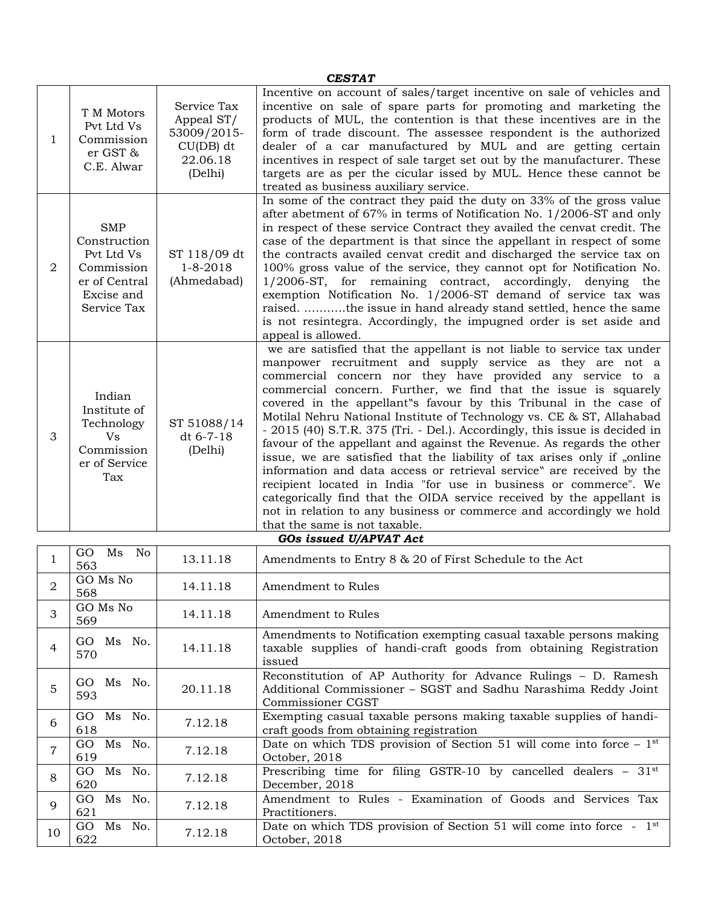***CESTAT***

| | | | |
|---|---|---|---|
| 1 | T M Motors Pvt Ltd Vs Commissioner GST & C.E. Alwar | Service Tax Appeal ST/ 53009/2015-CU(DB) dt 22.06.18 (Delhi) | Incentive on account of sales/target incentive on sale of vehicles and incentive on sale of spare parts for promoting and marketing the products of MUL, the contention is that these incentives are in the form of trade discount. The assessee respondent is the authorized dealer of a car manufactured by MUL and are getting certain incentives in respect of sale target set out by the manufacturer. These targets are as per the cicular issed by MUL. Hence these cannot be treated as business auxiliary service. |
| 2 | SMP Construction Pvt Ltd Vs Commissioner of Central Excise and Service Tax | ST 118/09 dt 1-8-2018 (Ahmedabad) | In some of the contract they paid the duty on 33% of the gross value after abetment of 67% in terms of Notification No. 1/2006-ST and only in respect of these service Contract they availed the cenvat credit. The case of the department is that since the appellant in respect of some the contracts availed cenvat credit and discharged the service tax on 100% gross value of the service, they cannot opt for Notification No. 1/2006-ST, for remaining contract, accordingly, denying the exemption Notification No. 1/2006-ST demand of service tax was raised. ………..the issue in hand already stand settled, hence the same is not resintegra. Accordingly, the impugned order is set aside and appeal is allowed. |
| 3 | Indian Institute of Technology Vs Commissioner of Service Tax | ST 51088/14 dt 6-7-18 (Delhi) | we are satisfied that the appellant is not liable to service tax under manpower recruitment and supply service as they are not a commercial concern nor they have provided any service to a commercial concern. Further, we find that the issue is squarely covered in the appellant‟s favour by this Tribunal in the case of Motilal Nehru National Institute of Technology vs. CE & ST, Allahabad - 2015 (40) S.T.R. 375 (Tri. - Del.). Accordingly, this issue is decided in favour of the appellant and against the Revenue. As regards the other issue, we are satisfied that the liability of tax arises only if „online information and data access or retrieval service‟ are received by the recipient located in India "for use in business or commerce". We categorically find that the OIDA service received by the appellant is not in relation to any business or commerce and accordingly we hold that the same is not taxable. |

***GOs issued U/APVAT Act***

| | | | |
|---|---|---|---|
| 1 | GO Ms No 563 | 13.11.18 | Amendments to Entry 8 & 20 of First Schedule to the Act |
| 2 | GO Ms No 568 | 14.11.18 | Amendment to Rules |
| 3 | GO Ms No 569 | 14.11.18 | Amendment to Rules |
| 4 | GO Ms No. 570 | 14.11.18 | Amendments to Notification exempting casual taxable persons making taxable supplies of handi-craft goods from obtaining Registration issued |
| 5 | GO Ms No. 593 | 20.11.18 | Reconstitution of AP Authority for Advance Rulings – D. Ramesh Additional Commissioner – SGST and Sadhu Narashima Reddy Joint Commissioner CGST |
| 6 | GO Ms No. 618 | 7.12.18 | Exempting casual taxable persons making taxable supplies of handi-craft goods from obtaining registration |
| 7 | GO Ms No. 619 | 7.12.18 | Date on which TDS provision of Section 51 will come into force – 1st October, 2018 |
| 8 | GO Ms No. 620 | 7.12.18 | Prescribing time for filing GSTR-10 by cancelled dealers – 31st December, 2018 |
| 9 | GO Ms No. 621 | 7.12.18 | Amendment to Rules - Examination of Goods and Services Tax Practitioners. |
| 10 | GO Ms No. 622 | 7.12.18 | Date on which TDS provision of Section 51 will come into force - 1st October, 2018 |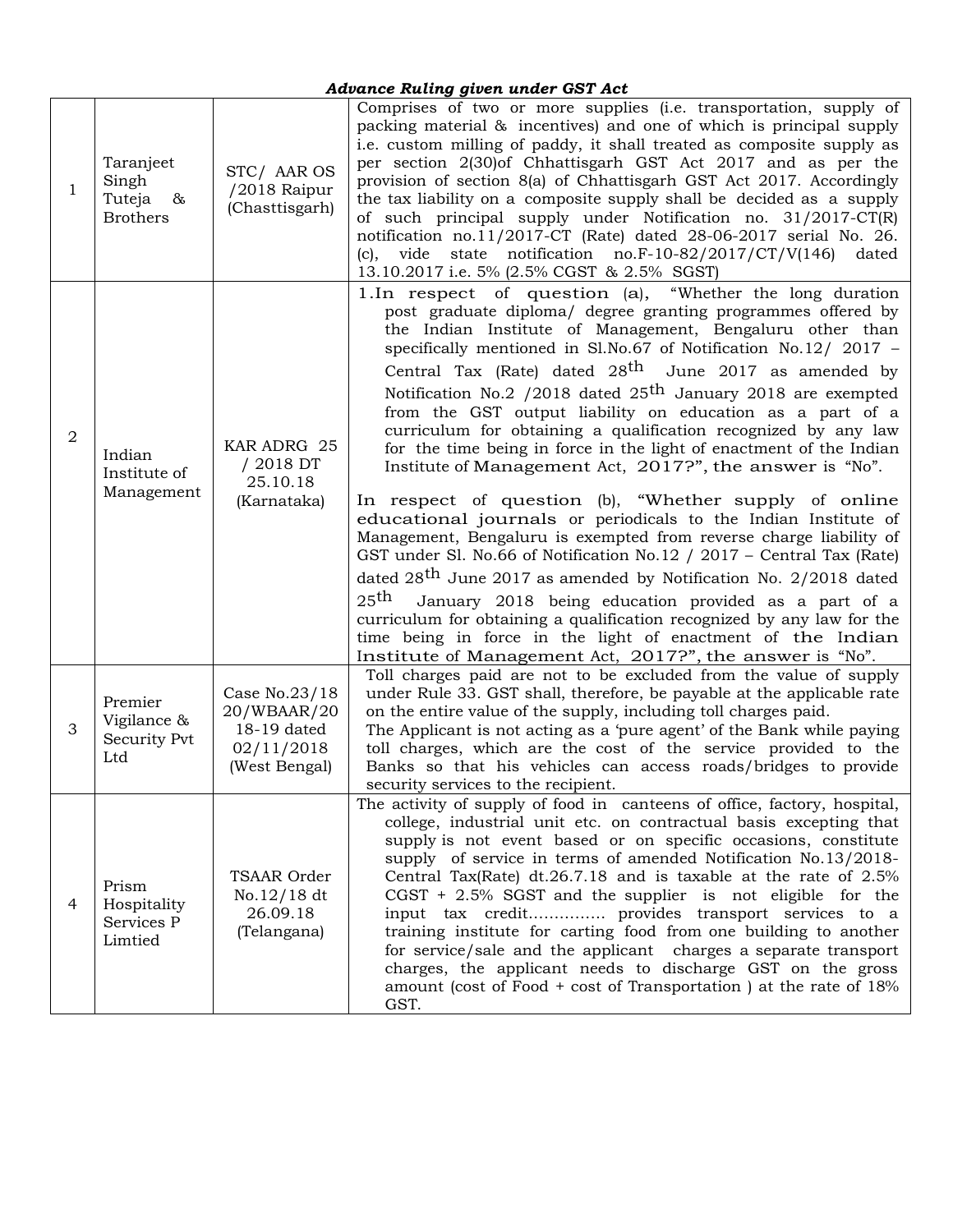***Advance Ruling given under GST Act***

| | | | |
|---|---|---|---|
| 1 | Taranjeet Singh Tuteja & Brothers | STC/ AAR OS /2018 Raipur (Chasttisgarh) | Comprises of two or more supplies (i.e. transportation, supply of packing material & incentives) and one of which is principal supply i.e. custom milling of paddy, it shall treated as composite supply as per section 2(30)of Chhattisgarh GST Act 2017 and as per the provision of section 8(a) of Chhattisgarh GST Act 2017. Accordingly the tax liability on a composite supply shall be decided as a supply of such principal supply under Notification no. 31/2017-CT(R) notification no.11/2017-CT (Rate) dated 28-06-2017 serial No. 26. (c), vide state notification no.F-10-82/2017/CT/V(146) dated 13.10.2017 i.e. 5% (2.5% CGST & 2.5% SGST) |
| 2 | Indian Institute of Management | KAR ADRG 25 / 2018 DT 25.10.18 (Karnataka) | 1.In respect of question (a), "Whether the long duration post graduate diploma/ degree granting programmes offered by the Indian Institute of Management, Bengaluru other than specifically mentioned in Sl.No.67 of Notification No.12/ 2017 – Central Tax (Rate) dated 28th June 2017 as amended by Notification No.2 /2018 dated 25th January 2018 are exempted from the GST output liability on education as a part of a curriculum for obtaining a qualification recognized by any law for the time being in force in the light of enactment of the Indian Institute of Management Act, 2017?", the answer is "No".<br><br>In respect of question (b), "Whether supply of online educational journals or periodicals to the Indian Institute of Management, Bengaluru is exempted from reverse charge liability of GST under Sl. No.66 of Notification No.12 / 2017 – Central Tax (Rate) dated 28th June 2017 as amended by Notification No. 2/2018 dated 25th January 2018 being education provided as a part of a curriculum for obtaining a qualification recognized by any law for the time being in force in the light of enactment of the Indian Institute of Management Act, 2017?", the answer is "No". |
| 3 | Premier Vigilance & Security Pvt Ltd | Case No.23/18 20/WBAAR/20 18-19 dated 02/11/2018 (West Bengal) | Toll charges paid are not to be excluded from the value of supply under Rule 33. GST shall, therefore, be payable at the applicable rate on the entire value of the supply, including toll charges paid.<br>The Applicant is not acting as a 'pure agent' of the Bank while paying toll charges, which are the cost of the service provided to the Banks so that his vehicles can access roads/bridges to provide security services to the recipient. |
| 4 | Prism Hospitality Services P Limtied | TSAAR Order No.12/18 dt 26.09.18 (Telangana) | The activity of supply of food in canteens of office, factory, hospital, college, industrial unit etc. on contractual basis excepting that supply is not event based or on specific occasions, constitute supply of service in terms of amended Notification No.13/2018-Central Tax(Rate) dt.26.7.18 and is taxable at the rate of 2.5% CGST + 2.5% SGST and the supplier is not eligible for the input tax credit…………… provides transport services to a training institute for carting food from one building to another for service/sale and the applicant charges a separate transport charges, the applicant needs to discharge GST on the gross amount (cost of Food + cost of Transportation ) at the rate of 18% GST. |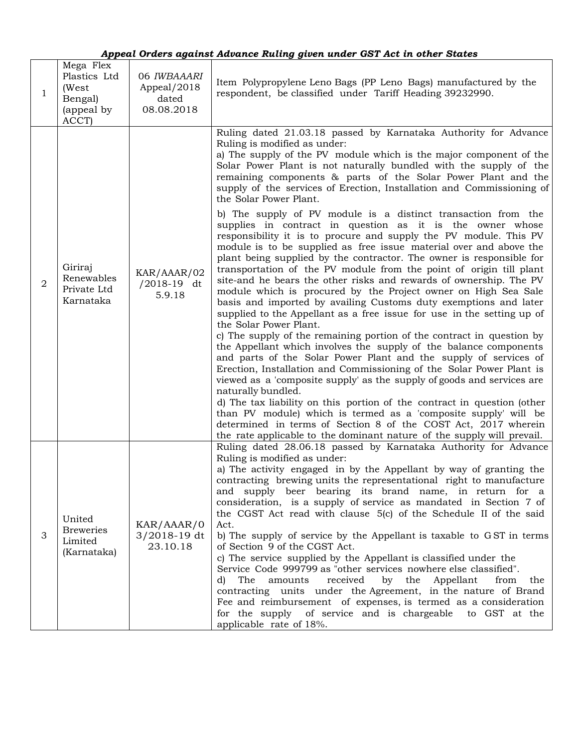***Appeal Orders against Advance Ruling given under GST Act in other States***

| | | | |
|---|---|---|---|
| 1 | Mega Flex Plastics Ltd (West Bengal) (appeal by ACCT) | 06 *IWBAAARI* Appeal/2018 dated 08.08.2018 | Item Polypropylene Leno Bags (PP Leno Bags) manufactured by the respondent, be classified under Tariff Heading 39232990. |
| 2 | Giriraj Renewables Private Ltd Karnataka | KAR/AAAR/02 /2018-19 dt 5.9.18 | Ruling dated 21.03.18 passed by Karnataka Authority for Advance Ruling is modified as under:<br>a) The supply of the PV module which is the major component of the Solar Power Plant is not naturally bundled with the supply of the remaining components & parts of the Solar Power Plant and the supply of the services of Erection, Installation and Commissioning of the Solar Power Plant.<br>b) The supply of PV module is a distinct transaction from the supplies in contract in question as it is the owner whose responsibility it is to procure and supply the PV module. This PV module is to be supplied as free issue material over and above the plant being supplied by the contractor. The owner is responsible for transportation of the PV module from the point of origin till plant site-and he bears the other risks and rewards of ownership. The PV module which is procured by the Project owner on High Sea Sale basis and imported by availing Customs duty exemptions and later supplied to the Appellant as a free issue for use in the setting up of the Solar Power Plant.<br>c) The supply of the remaining portion of the contract in question by the Appellant which involves the supply of the balance components and parts of the Solar Power Plant and the supply of services of Erection, Installation and Commissioning of the Solar Power Plant is viewed as a 'composite supply' as the supply of goods and services are naturally bundled.<br>d) The tax liability on this portion of the contract in question (other than PV module) which is termed as a 'composite supply' will be determined in terms of Section 8 of the COST Act, 2017 wherein the rate applicable to the dominant nature of the supply will prevail. |
| 3 | United Breweries Limited (Karnataka) | KAR/AAAR/0 3/2018-19 dt 23.10.18 | Ruling dated 28.06.18 passed by Karnataka Authority for Advance Ruling is modified as under:<br>a) The activity engaged in by the Appellant by way of granting the contracting brewing units the representational right to manufacture and supply beer bearing its brand name, in return for a consideration, is a supply of service as mandated in Section 7 of the CGST Act read with clause 5(c) of the Schedule II of the said Act.<br>b) The supply of service by the Appellant is taxable to G ST in terms of Section 9 of the CGST Act.<br>c) The service supplied by the Appellant is classified under the Service Code 999799 as "other services nowhere else classified".<br>d) The amounts received by the Appellant from the contracting units under the Agreement, in the nature of Brand Fee and reimbursement of expenses, is termed as a consideration for the supply of service and is chargeable to GST at the applicable rate of 18%. |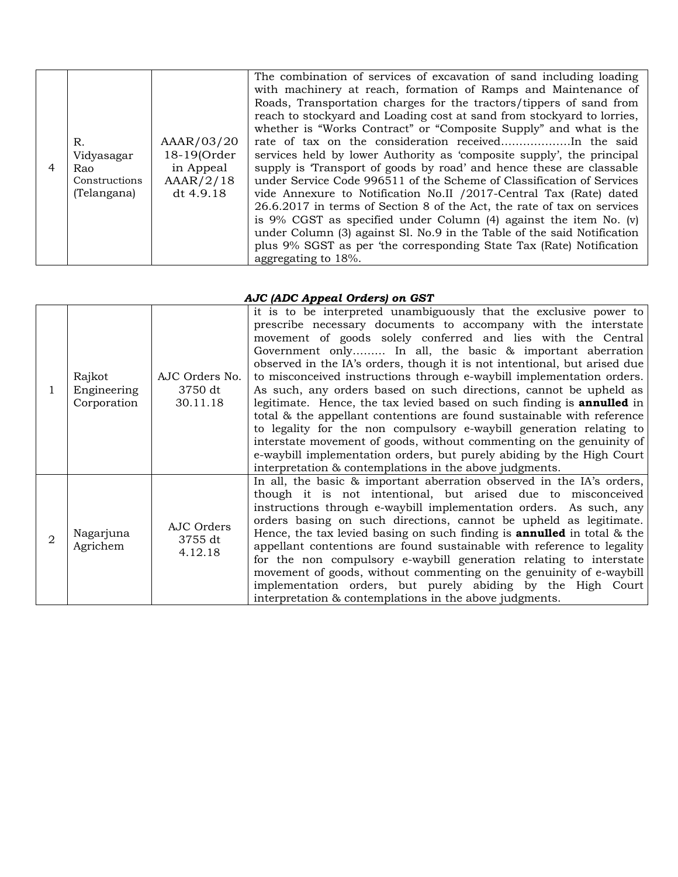| | | | |
|---|---|---|---|
| 4 | R. Vidyasagar Rao Constructions (Telangana) | AAAR/03/2018-19(Order in Appeal AAAR/2/18 dt 4.9.18 | The combination of services of excavation of sand including loading with machinery at reach, formation of Ramps and Maintenance of Roads, Transportation charges for the tractors/tippers of sand from reach to stockyard and Loading cost at sand from stockyard to lorries, whether is "Works Contract" or "Composite Supply" and what is the rate of tax on the consideration received……………….In the said services held by lower Authority as 'composite supply', the principal supply is 'Transport of goods by road' and hence these are classable under Service Code 996511 of the Scheme of Classification of Services vide Annexure to Notification No.II /2017-Central Tax (Rate) dated 26.6.2017 in terms of Section 8 of the Act, the rate of tax on services is 9% CGST as specified under Column (4) against the item No. (v) under Column (3) against Sl. No.9 in the Table of the said Notification plus 9% SGST as per 'the corresponding State Tax (Rate) Notification aggregating to 18%. |

***AJC (ADC Appeal Orders) on GST***

| | | | |
|---|---|---|---|
| 1 | Rajkot Engineering Corporation | AJC Orders No. 3750 dt 30.11.18 | it is to be interpreted unambiguously that the exclusive power to prescribe necessary documents to accompany with the interstate movement of goods solely conferred and lies with the Central Government only……… In all, the basic & important aberration observed in the IA's orders, though it is not intentional, but arised due to misconceived instructions through e-waybill implementation orders. As such, any orders based on such directions, cannot be upheld as legitimate. Hence, the tax levied based on such finding is **annulled** in total & the appellant contentions are found sustainable with reference to legality for the non compulsory e-waybill generation relating to interstate movement of goods, without commenting on the genuinity of e-waybill implementation orders, but purely abiding by the High Court interpretation & contemplations in the above judgments. |
| 2 | Nagarjuna Agrichem | AJC Orders 3755 dt 4.12.18 | In all, the basic & important aberration observed in the IA's orders, though it is not intentional, but arised due to misconceived instructions through e-waybill implementation orders. As such, any orders basing on such directions, cannot be upheld as legitimate. Hence, the tax levied basing on such finding is **annulled** in total & the appellant contentions are found sustainable with reference to legality for the non compulsory e-waybill generation relating to interstate movement of goods, without commenting on the genuinity of e-waybill implementation orders, but purely abiding by the High Court interpretation & contemplations in the above judgments. |